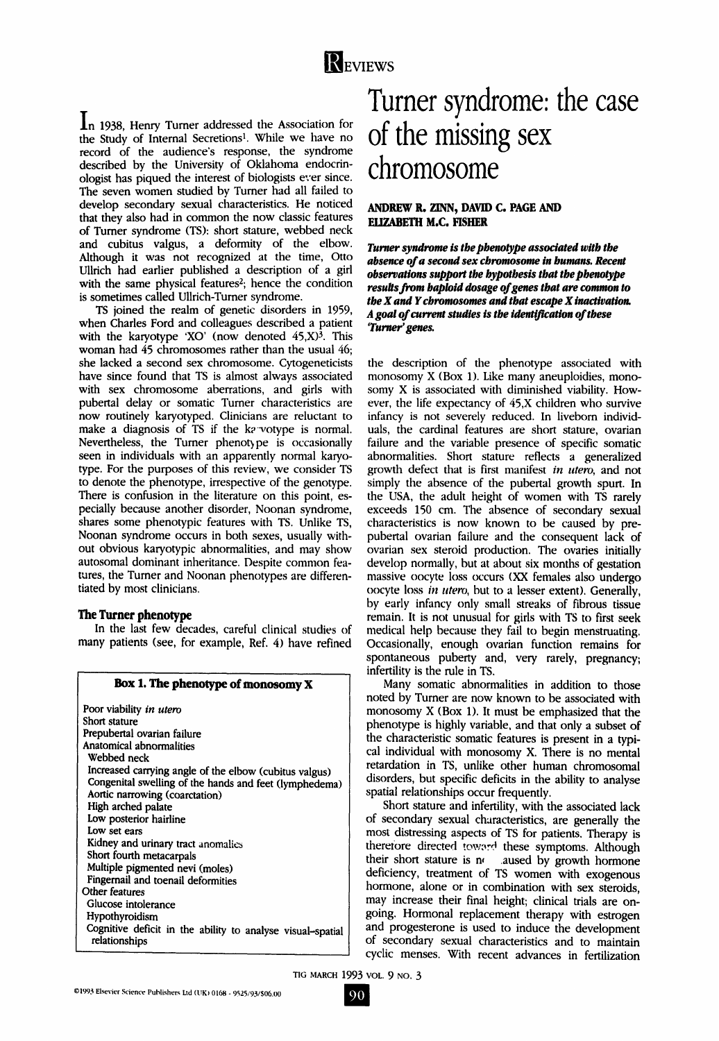# Turner syndrome: the case of the missing sex chromosome

**ANDREW R. ZINN, DAVID C. PAGE AND ELIZABETH M.C. FISHER**

***Turner syndrome is the phenotype associated with the absence of a second sex chromosome in humans. Recent observations support the hypothesis that the phenotype results from haploid dosage of genes that are common to the X and Y chromosomes and that escape X inactivation. A goal of current studies is the identification of these 'Turner' genes.***

In 1938, Henry Turner addressed the Association for the Study of Internal Secretions[1]. While we have no record of the audience's response, the syndrome described by the University of Oklahoma endocrinologist has piqued the interest of biologists ever since. The seven women studied by Turner had all failed to develop secondary sexual characteristics. He noticed that they also had in common the now classic features of Turner syndrome (TS): short stature, webbed neck and cubitus valgus, a deformity of the elbow. Although it was not recognized at the time, Otto Ullrich had earlier published a description of a girl with the same physical features[2]; hence the condition is sometimes called Ullrich-Turner syndrome.

TS joined the realm of genetic disorders in 1959, when Charles Ford and colleagues described a patient with the karyotype 'XO' (now denoted 45,X)[3]. This woman had 45 chromosomes rather than the usual 46; she lacked a second sex chromosome. Cytogeneticists have since found that TS is almost always associated with sex chromosome aberrations, and girls with pubertal delay or somatic Turner characteristics are now routinely karyotyped. Clinicians are reluctant to make a diagnosis of TS if the karyotype is normal. Nevertheless, the Turner phenotype is occasionally seen in individuals with an apparently normal karyotype. For the purposes of this review, we consider TS to denote the phenotype, irrespective of the genotype. There is confusion in the literature on this point, especially because another disorder, Noonan syndrome, shares some phenotypic features with TS. Unlike TS, Noonan syndrome occurs in both sexes, usually without obvious karyotypic abnormalities, and may show autosomal dominant inheritance. Despite common features, the Turner and Noonan phenotypes are differentiated by most clinicians.

## The Turner phenotype

In the last few decades, careful clinical studies of many patients (see, for example, Ref. 4) have refined the description of the phenotype associated with monosomy X (Box 1). Like many aneuploidies, monosomy X is associated with diminished viability. However, the life expectancy of 45,X children who survive infancy is not severely reduced. In liveborn individuals, the cardinal features are short stature, ovarian failure and the variable presence of specific somatic abnormalities. Short stature reflects a generalized growth defect that is first manifest *in utero*, and not simply the absence of the pubertal growth spurt. In the USA, the adult height of women with TS rarely exceeds 150 cm. The absence of secondary sexual characteristics is now known to be caused by prepubertal ovarian failure and the consequent lack of ovarian sex steroid production. The ovaries initially develop normally, but at about six months of gestation massive oocyte loss occurs (XX females also undergo oocyte loss *in utero*, but to a lesser extent). Generally, by early infancy only small streaks of fibrous tissue remain. It is not unusual for girls with TS to first seek medical help because they fail to begin menstruating. Occasionally, enough ovarian function remains for spontaneous puberty and, very rarely, pregnancy; infertility is the rule in TS.

> **Box 1. The phenotype of monosomy X**
>
> Poor viability *in utero*
> Short stature
> Prepubertal ovarian failure
> Anatomical abnormalities
> - Webbed neck
> - Increased carrying angle of the elbow (cubitus valgus)
> - Congenital swelling of the hands and feet (lymphedema)
> - Aortic narrowing (coarctation)
> - High arched palate
> - Low posterior hairline
> - Low set ears
> - Kidney and urinary tract anomalies
> - Short fourth metacarpals
> - Multiple pigmented nevi (moles)
> - Fingernail and toenail deformities
>
> Other features
> - Glucose intolerance
> - Hypothyroidism
> - Cognitive deficit in the ability to analyse visual–spatial relationships

Many somatic abnormalities in addition to those noted by Turner are now known to be associated with monosomy X (Box 1). It must be emphasized that the phenotype is highly variable, and that only a subset of the characteristic somatic features is present in a typical individual with monosomy X. There is no mental retardation in TS, unlike other human chromosomal disorders, but specific deficits in the ability to analyse spatial relationships occur frequently.

Short stature and infertility, with the associated lack of secondary sexual characteristics, are generally the most distressing aspects of TS for patients. Therapy is therefore directed toward these symptoms. Although their short stature is not caused by growth hormone deficiency, treatment of TS women with exogenous hormone, alone or in combination with sex steroids, may increase their final height; clinical trials are ongoing. Hormonal replacement therapy with estrogen and progesterone is used to induce the development of secondary sexual characteristics and to maintain cyclic menses. With recent advances in fertilization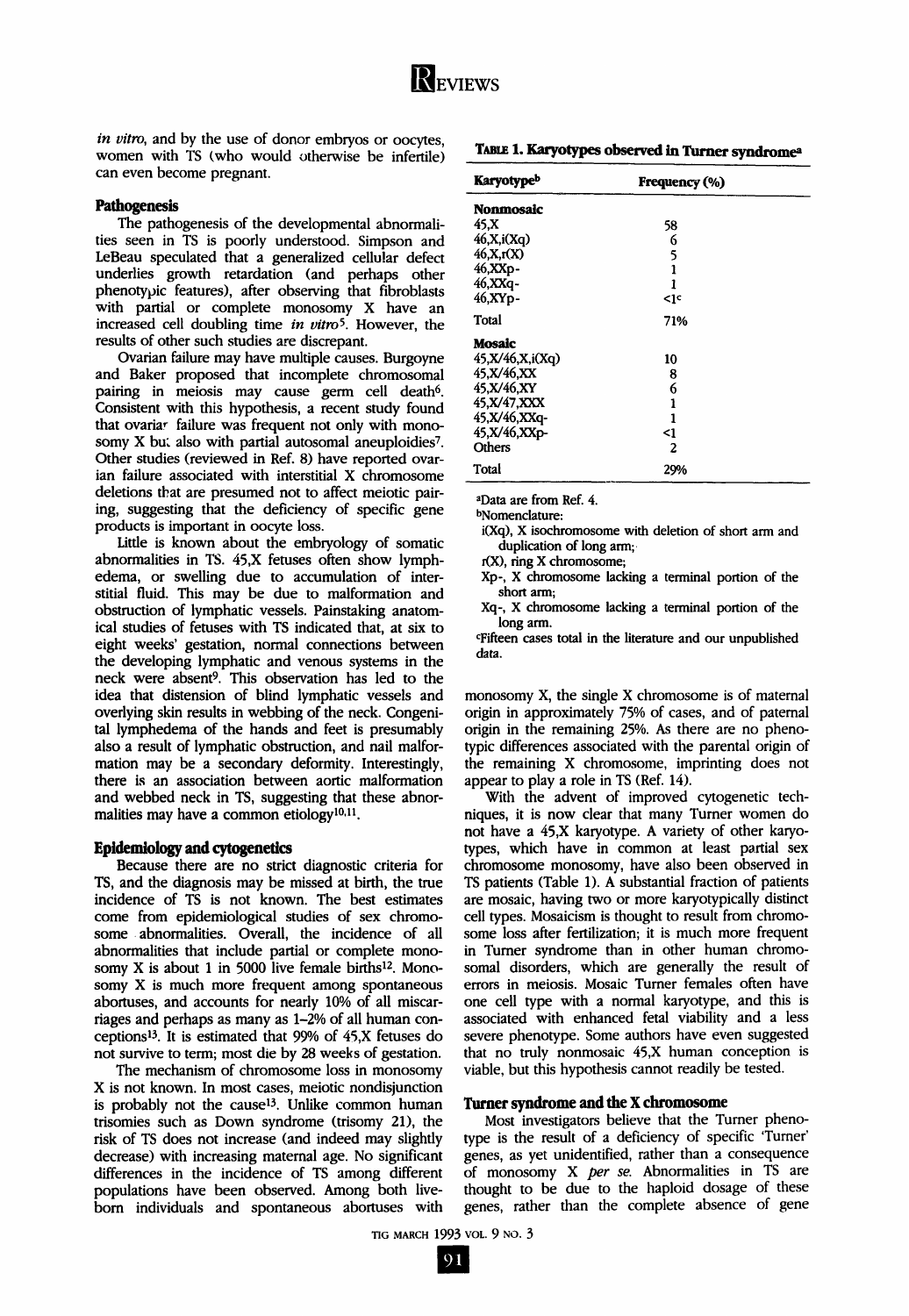in vitro, and by the use of donor embryos or oocytes, women with TS (who would otherwise be infertile) can even become pregnant.

## Pathogenesis

The pathogenesis of the developmental abnormalities seen in TS is poorly understood. Simpson and LeBeau speculated that a generalized cellular defect underlies growth retardation (and perhaps other phenotypic features), after observing that fibroblasts with partial or complete monosomy X have an increased cell doubling time *in vitro*[5]. However, the results of other such studies are discrepant.

Ovarian failure may have multiple causes. Burgoyne and Baker proposed that incomplete chromosomal pairing in meiosis may cause germ cell death[6]. Consistent with this hypothesis, a recent study found that ovarian failure was frequent not only with monosomy X but also with partial autosomal aneuploidies[7]. Other studies (reviewed in Ref. 8) have reported ovarian failure associated with interstitial X chromosome deletions that are presumed not to affect meiotic pairing, suggesting that the deficiency of specific gene products is important in oocyte loss.

Little is known about the embryology of somatic abnormalities in TS. 45,X fetuses often show lymphedema, or swelling due to accumulation of interstitial fluid. This may be due to malformation and obstruction of lymphatic vessels. Painstaking anatomical studies of fetuses with TS indicated that, at six to eight weeks' gestation, normal connections between the developing lymphatic and venous systems in the neck were absent[9]. This observation has led to the idea that distension of blind lymphatic vessels and overlying skin results in webbing of the neck. Congenital lymphedema of the hands and feet is presumably also a result of lymphatic obstruction, and nail malformation may be a secondary deformity. Interestingly, there is an association between aortic malformation and webbed neck in TS, suggesting that these abnormalities may have a common etiology[10,11].

## Epidemiology and cytogenetics

Because there are no strict diagnostic criteria for TS, and the diagnosis may be missed at birth, the true incidence of TS is not known. The best estimates come from epidemiological studies of sex chromosome abnormalities. Overall, the incidence of all abnormalities that include partial or complete monosomy X is about 1 in 5000 live female births[12]. Monosomy X is much more frequent among spontaneous abortuses, and accounts for nearly 10% of all miscarriages and perhaps as many as 1–2% of all human conceptions[13]. It is estimated that 99% of 45,X fetuses do not survive to term; most die by 28 weeks of gestation.

The mechanism of chromosome loss in monosomy X is not known. In most cases, meiotic nondisjunction is probably not the cause[13]. Unlike common human trisomies such as Down syndrome (trisomy 21), the risk of TS does not increase (and indeed may slightly decrease) with increasing maternal age. No significant differences in the incidence of TS among different populations have been observed. Among both liveborn individuals and spontaneous abortuses with monosomy X, the single X chromosome is of maternal origin in approximately 75% of cases, and of paternal origin in the remaining 25%. As there are no phenotypic differences associated with the parental origin of the remaining X chromosome, imprinting does not appear to play a role in TS (Ref. 14).

With the advent of improved cytogenetic techniques, it is now clear that many Turner women do not have a 45,X karyotype. A variety of other karyotypes, which have in common at least partial sex chromosome monosomy, have also been observed in TS patients (Table 1). A substantial fraction of patients are mosaic, having two or more karyotypically distinct cell types. Mosaicism is thought to result from chromosome loss after fertilization; it is much more frequent in Turner syndrome than in other human chromosomal disorders, which are generally the result of errors in meiosis. Mosaic Turner females often have one cell type with a normal karyotype, and this is associated with enhanced fetal viability and a less severe phenotype. Some authors have even suggested that no truly nonmosaic 45,X human conception is viable, but this hypothesis cannot readily be tested.

**Table 1. Karyotypes observed in Turner syndrome[a]**

| Karyotype[b] | Frequency (%) |
|---|---|
| **Nonmosaic** | |
| 45,X | 58 |
| 46,X,i(Xq) | 6 |
| 46,X,r(X) | 5 |
| 46,XXp- | 1 |
| 46,XXq- | 1 |
| 46,XYp- | <1[c] |
| Total | 71% |
| **Mosaic** | |
| 45,X/46,X,i(Xq) | 10 |
| 45,X/46,XX | 8 |
| 45,X/46,XY | 6 |
| 45,X/47,XXX | 1 |
| 45,X/46,XXq- | 1 |
| 45,X/46,XXp- | <1 |
| Others | 2 |
| Total | 29% |

[a]Data are from Ref. 4.

[b]Nomenclature:
i(Xq), X isochromosome with deletion of short arm and duplication of long arm;
r(X), ring X chromosome;
Xp-, X chromosome lacking a terminal portion of the short arm;
Xq-, X chromosome lacking a terminal portion of the long arm.

[c]Fifteen cases total in the literature and our unpublished data.

## Turner syndrome and the X chromosome

Most investigators believe that the Turner phenotype is the result of a deficiency of specific 'Turner' genes, as yet unidentified, rather than a consequence of monosomy X *per se*. Abnormalities in TS are thought to be due to the haploid dosage of these genes, rather than the complete absence of gene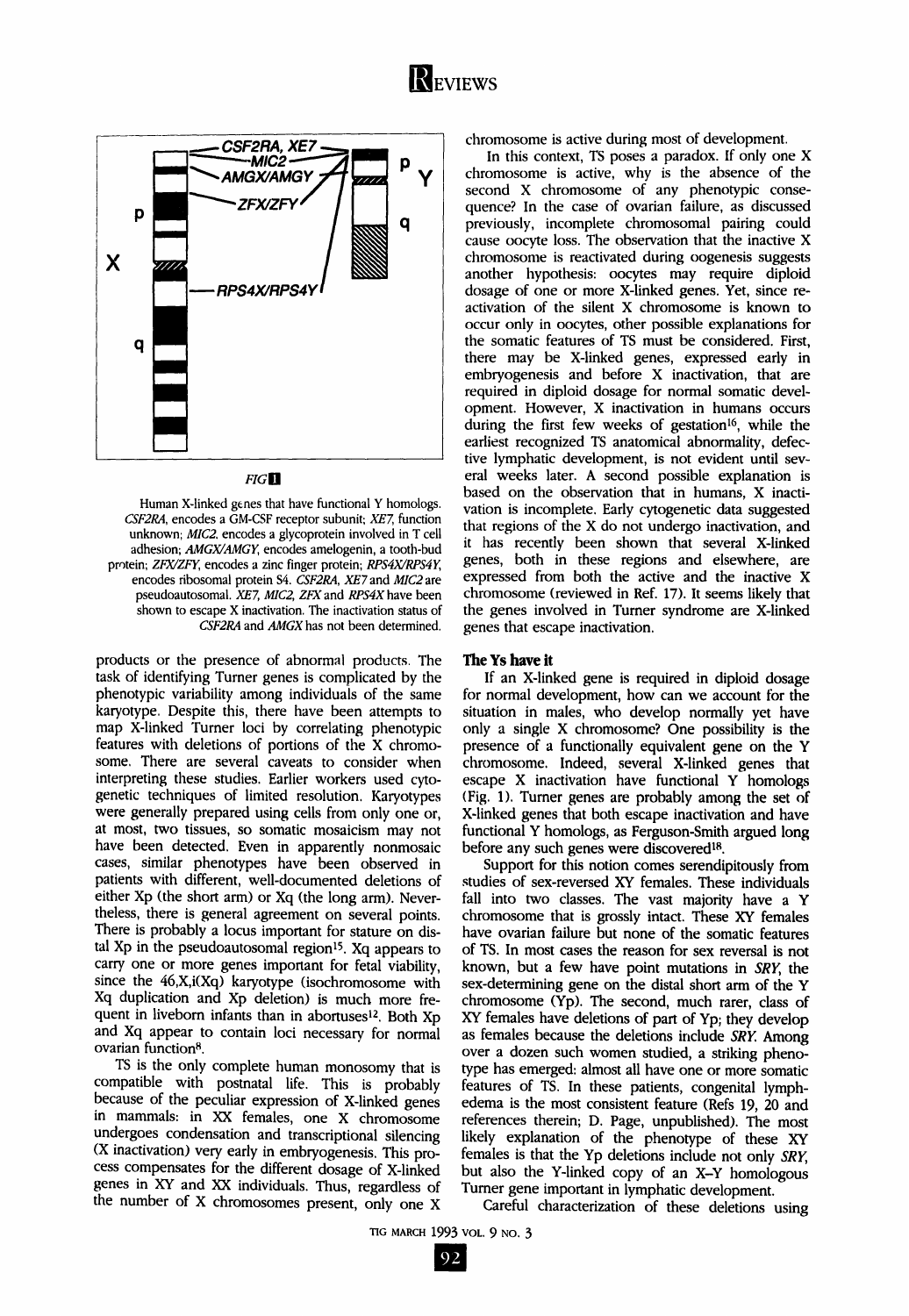FIG 1

Human X-linked genes that have functional Y homologs. *CSF2RA*, encodes a GM-CSF receptor subunit; *XE7*, function unknown; *MIC2*, encodes a glycoprotein involved in T cell adhesion; *AMGX/AMGY*, encodes amelogenin, a tooth-bud protein; *ZFX/ZFY*, encodes a zinc finger protein; *RPS4X/RPS4Y*, encodes ribosomal protein S4. *CSF2RA*, *XE7* and *MIC2* are pseudoautosomal. *XE7*, *MIC2*, *ZFX* and *RPS4X* have been shown to escape X inactivation. The inactivation status of *CSF2RA* and *AMGX* has not been determined.

products or the presence of abnormal products. The task of identifying Turner genes is complicated by the phenotypic variability among individuals of the same karyotype. Despite this, there have been attempts to map X-linked Turner loci by correlating phenotypic features with deletions of portions of the X chromosome. There are several caveats to consider when interpreting these studies. Earlier workers used cytogenetic techniques of limited resolution. Karyotypes were generally prepared using cells from only one or, at most, two tissues, so somatic mosaicism may not have been detected. Even in apparently nonmosaic cases, similar phenotypes have been observed in patients with different, well-documented deletions of either Xp (the short arm) or Xq (the long arm). Nevertheless, there is general agreement on several points. There is probably a locus important for stature on distal Xp in the pseudoautosomal region[15]. Xq appears to carry one or more genes important for fetal viability, since the 46,X,i(Xq) karyotype (isochromosome with Xq duplication and Xp deletion) is much more frequent in liveborn infants than in abortuses[12]. Both Xp and Xq appear to contain loci necessary for normal ovarian function[8].

TS is the only complete human monosomy that is compatible with postnatal life. This is probably because of the peculiar expression of X-linked genes in mammals: in XX females, one X chromosome undergoes condensation and transcriptional silencing (X inactivation) very early in embryogenesis. This process compensates for the different dosage of X-linked genes in XY and XX individuals. Thus, regardless of the number of X chromosomes present, only one X chromosome is active during most of development.

In this context, TS poses a paradox. If only one X chromosome is active, why is the absence of the second X chromosome of any phenotypic consequence? In the case of ovarian failure, as discussed previously, incomplete chromosomal pairing could cause oocyte loss. The observation that the inactive X chromosome is reactivated during oogenesis suggests another hypothesis: oocytes may require diploid dosage of one or more X-linked genes. Yet, since reactivation of the silent X chromosome is known to occur only in oocytes, other possible explanations for the somatic features of TS must be considered. First, there may be X-linked genes, expressed early in embryogenesis and before X inactivation, that are required in diploid dosage for normal somatic development. However, X inactivation in humans occurs during the first few weeks of gestation[16], while the earliest recognized TS anatomical abnormality, defective lymphatic development, is not evident until several weeks later. A second possible explanation is based on the observation that in humans, X inactivation is incomplete. Early cytogenetic data suggested that regions of the X do not undergo inactivation, and it has recently been shown that several X-linked genes, both in these regions and elsewhere, are expressed from both the active and the inactive X chromosome (reviewed in Ref. 17). It seems likely that the genes involved in Turner syndrome are X-linked genes that escape inactivation.

## The Ys have it

If an X-linked gene is required in diploid dosage for normal development, how can we account for the situation in males, who develop normally yet have only a single X chromosome? One possibility is the presence of a functionally equivalent gene on the Y chromosome. Indeed, several X-linked genes that escape X inactivation have functional Y homologs (Fig. 1). Turner genes are probably among the set of X-linked genes that both escape inactivation and have functional Y homologs, as Ferguson-Smith argued long before any such genes were discovered[18].

Support for this notion comes serendipitously from studies of sex-reversed XY females. These individuals fall into two classes. The vast majority have a Y chromosome that is grossly intact. These XY females have ovarian failure but none of the somatic features of TS. In most cases the reason for sex reversal is not known, but a few have point mutations in *SRY*, the sex-determining gene on the distal short arm of the Y chromosome (Yp). The second, much rarer, class of XY females have deletions of part of Yp; they develop as females because the deletions include *SRY*. Among over a dozen such women studied, a striking phenotype has emerged: almost all have one or more somatic features of TS. In these patients, congenital lymphedema is the most consistent feature (Refs 19, 20 and references therein; D. Page, unpublished). The most likely explanation of the phenotype of these XY females is that the Yp deletions include not only *SRY*, but also the Y-linked copy of an X–Y homologous Turner gene important in lymphatic development.

Careful characterization of these deletions using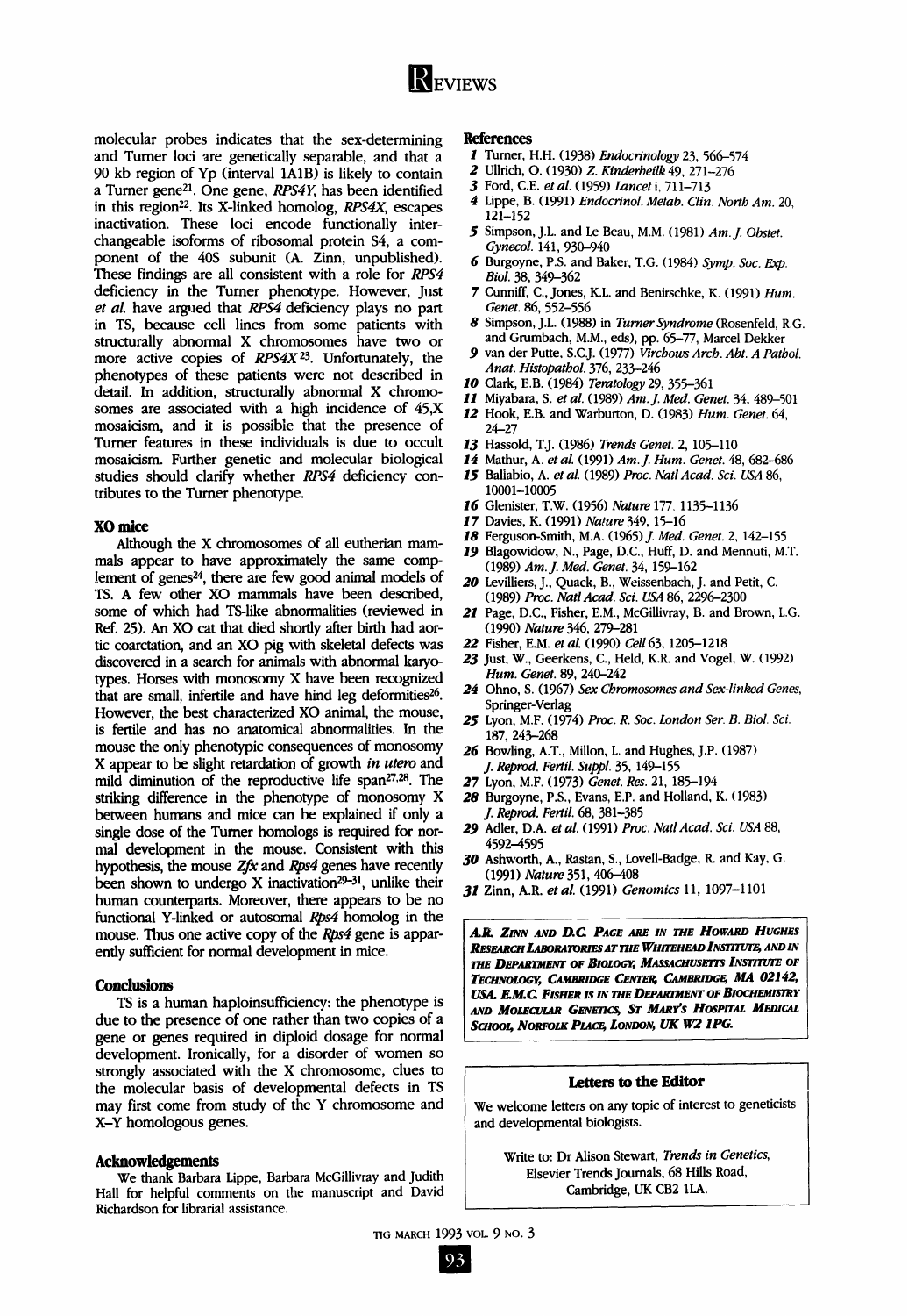molecular probes indicates that the sex-determining and Turner loci are genetically separable, and that a 90 kb region of Yp (interval 1A1B) is likely to contain a Turner gene[21]. One gene, *RPS4Y*, has been identified in this region[22]. Its X-linked homolog, *RPS4X*, escapes inactivation. These loci encode functionally interchangeable isoforms of ribosomal protein S4, a component of the 40S subunit (A. Zinn, unpublished). These findings are all consistent with a role for *RPS4* deficiency in the Turner phenotype. However, Just *et al.* have argued that *RPS4* deficiency plays no part in TS, because cell lines from some patients with structurally abnormal X chromosomes have two or more active copies of *RPS4X*[23]. Unfortunately, the phenotypes of these patients were not described in detail. In addition, structurally abnormal X chromosomes are associated with a high incidence of 45,X mosaicism, and it is possible that the presence of Turner features in these individuals is due to occult mosaicism. Further genetic and molecular biological studies should clarify whether *RPS4* deficiency contributes to the Turner phenotype.

## XO mice

Although the X chromosomes of all eutherian mammals appear to have approximately the same complement of genes[24], there are few good animal models of TS. A few other XO mammals have been described, some of which had TS-like abnormalities (reviewed in Ref. 25). An XO cat that died shortly after birth had aortic coarctation, and an XO pig with skeletal defects was discovered in a search for animals with abnormal karyotypes. Horses with monosomy X have been recognized that are small, infertile and have hind leg deformities[26]. However, the best characterized XO animal, the mouse, is fertile and has no anatomical abnormalities. In the mouse the only phenotypic consequences of monosomy X appear to be slight retardation of growth *in utero* and mild diminution of the reproductive life span[27,28]. The striking difference in the phenotype of monosomy X between humans and mice can be explained if only a single dose of the Turner homologs is required for normal development in the mouse. Consistent with this hypothesis, the mouse *Zfx* and *Rps4* genes have recently been shown to undergo X inactivation[29–31], unlike their human counterparts. Moreover, there appears to be no functional Y-linked or autosomal *Rps4* homolog in the mouse. Thus one active copy of the *Rps4* gene is apparently sufficient for normal development in mice.

## Conclusions

TS is a human haploinsufficiency: the phenotype is due to the presence of one rather than two copies of a gene or genes required in diploid dosage for normal development. Ironically, for a disorder of women so strongly associated with the X chromosome, clues to the molecular basis of developmental defects in TS may first come from study of the Y chromosome and X–Y homologous genes.

## Acknowledgements

We thank Barbara Lippe, Barbara McGillivray and Judith Hall for helpful comments on the manuscript and David Richardson for librarial assistance.

## References

1. Turner, H.H. (1938) *Endocrinology* 23, 566–574
2. Ullrich, O. (1930) *Z. Kinderheilk* 49, 271–276
3. Ford, C.E. *et al.* (1959) *Lancet* i, 711–713
4. Lippe, B. (1991) *Endocrinol. Metab. Clin. North Am.* 20, 121–152
5. Simpson, J.L. and Le Beau, M.M. (1981) *Am. J. Obstet. Gynecol.* 141, 930–940
6. Burgoyne, P.S. and Baker, T.G. (1984) *Symp. Soc. Exp. Biol.* 38, 349–362
7. Cunniff, C., Jones, K.L. and Benirschke, K. (1991) *Hum. Genet.* 86, 552–556
8. Simpson, J.L. (1988) in *Turner Syndrome* (Rosenfeld, R.G. and Grumbach, M.M., eds), pp. 65–77, Marcel Dekker
9. van der Putte, S.C.J. (1977) *Virchows Arch. Abt. A Pathol. Anat. Histopathol.* 376, 233–246
10. Clark, E.B. (1984) *Teratology* 29, 355–361
11. Miyabara, S. *et al.* (1989) *Am. J. Med. Genet.* 34, 489–501
12. Hook, E.B. and Warburton, D. (1983) *Hum. Genet.* 64, 24–27
13. Hassold, T.J. (1986) *Trends Genet.* 2, 105–110
14. Mathur, A. *et al.* (1991) *Am. J. Hum. Genet.* 48, 682–686
15. Ballabio, A. *et al.* (1989) *Proc. Natl Acad. Sci. USA* 86, 10001–10005
16. Glenister, T.W. (1956) *Nature* 177. 1135–1136
17. Davies, K. (1991) *Nature* 349, 15–16
18. Ferguson-Smith, M.A. (1965) *J. Med. Genet.* 2, 142–155
19. Blagowidow, N., Page, D.C., Huff, D. and Mennuti, M.T. (1989) *Am. J. Med. Genet.* 34, 159–162
20. Levilliers, J., Quack, B., Weissenbach, J. and Petit, C. (1989) *Proc. Natl Acad. Sci. USA* 86, 2296–2300
21. Page, D.C., Fisher, E.M., McGillivray, B. and Brown, L.G. (1990) *Nature* 346, 279–281
22. Fisher, E.M. *et al.* (1990) *Cell* 63, 1205–1218
23. Just, W., Geerkens, C., Held, K.R. and Vogel, W. (1992) *Hum. Genet.* 89, 240–242
24. Ohno, S. (1967) *Sex Chromosomes and Sex-linked Genes*, Springer-Verlag
25. Lyon, M.F. (1974) *Proc. R. Soc. London Ser. B. Biol. Sci.* 187, 243–268
26. Bowling, A.T., Millon, L. and Hughes, J.P. (1987) *J. Reprod. Fertil. Suppl.* 35, 149–155
27. Lyon, M.F. (1973) *Genet. Res.* 21, 185–194
28. Burgoyne, P.S., Evans, E.P. and Holland, K. (1983) *J. Reprod. Fertil.* 68, 381–385
29. Adler, D.A. *et al.* (1991) *Proc. Natl Acad. Sci. USA* 88, 4592–4595
30. Ashworth, A., Rastan, S., Lovell-Badge, R. and Kay, G. (1991) *Nature* 351, 406–408
31. Zinn, A.R. *et al.* (1991) *Genomics* 11, 1097–1101

A.R. ZINN AND D.C. PAGE ARE IN THE HOWARD HUGHES RESEARCH LABORATORIES AT THE WHITEHEAD INSTITUTE, AND IN THE DEPARTMENT OF BIOLOGY, MASSACHUSETTS INSTITUTE OF TECHNOLOGY, CAMBRIDGE CENTER, CAMBRIDGE, MA 02142, USA. E.M.C. FISHER IS IN THE DEPARTMENT OF BIOCHEMISTRY AND MOLECULAR GENETICS, ST MARY'S HOSPITAL MEDICAL SCHOOL, NORFOLK PLACE, LONDON, UK W2 1PG.

**Letters to the Editor**

We welcome letters on any topic of interest to geneticists and developmental biologists.

Write to: Dr Alison Stewart, *Trends in Genetics*, Elsevier Trends Journals, 68 Hills Road, Cambridge, UK CB2 1LA.